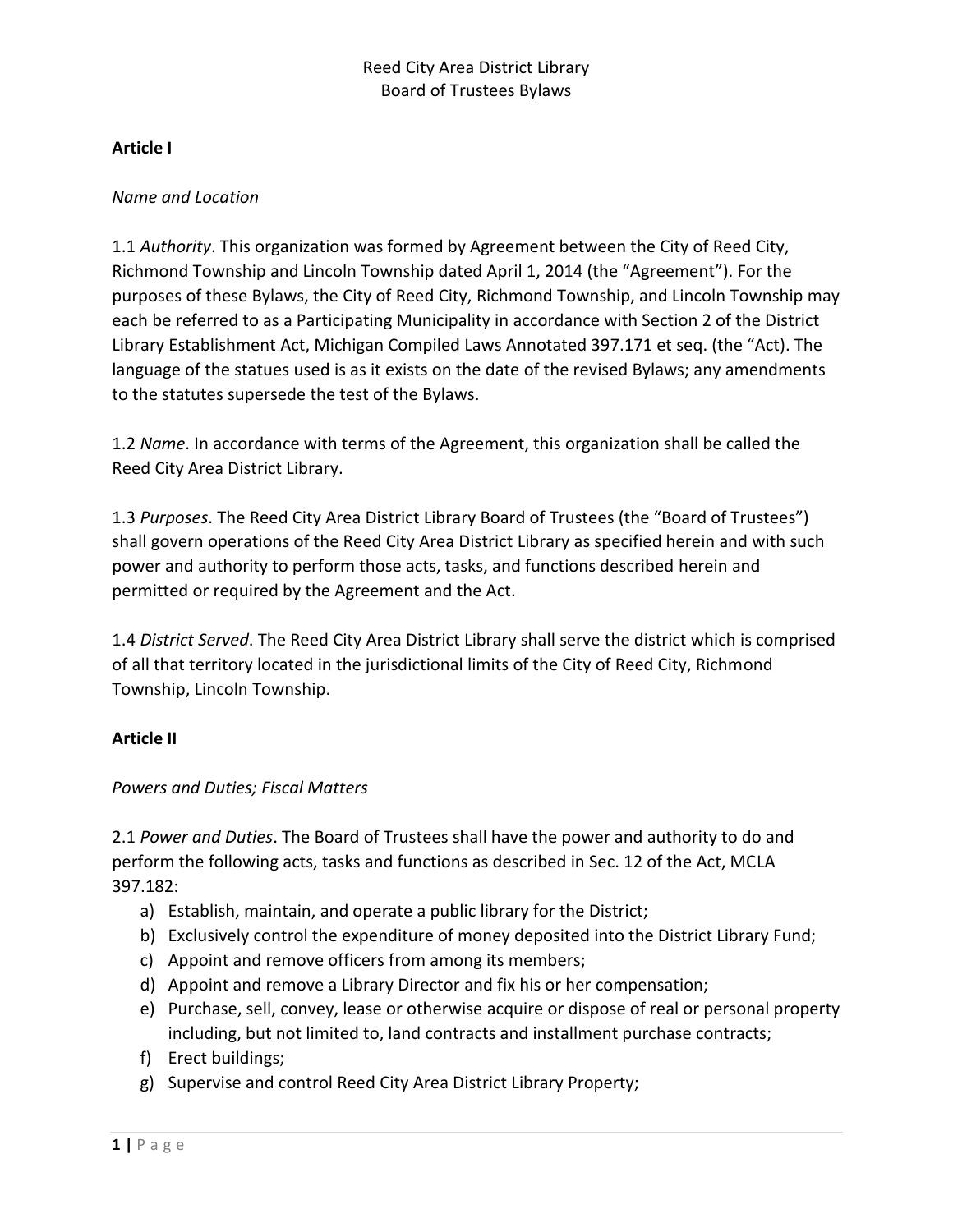Reed City Area District Library
Board of Trustees Bylaws

**Article I**

*Name and Location*

1.1 *Authority*. This organization was formed by Agreement between the City of Reed City, Richmond Township and Lincoln Township dated April 1, 2014 (the "Agreement"). For the purposes of these Bylaws, the City of Reed City, Richmond Township, and Lincoln Township may each be referred to as a Participating Municipality in accordance with Section 2 of the District Library Establishment Act, Michigan Compiled Laws Annotated 397.171 et seq. (the "Act). The language of the statues used is as it exists on the date of the revised Bylaws; any amendments to the statutes supersede the test of the Bylaws.

1.2 *Name*. In accordance with terms of the Agreement, this organization shall be called the Reed City Area District Library.

1.3 *Purposes*. The Reed City Area District Library Board of Trustees (the "Board of Trustees") shall govern operations of the Reed City Area District Library as specified herein and with such power and authority to perform those acts, tasks, and functions described herein and permitted or required by the Agreement and the Act.

1.4 *District Served*. The Reed City Area District Library shall serve the district which is comprised of all that territory located in the jurisdictional limits of the City of Reed City, Richmond Township, Lincoln Township.

**Article II**

*Powers and Duties; Fiscal Matters*

2.1 *Power and Duties*. The Board of Trustees shall have the power and authority to do and perform the following acts, tasks and functions as described in Sec. 12 of the Act, MCLA 397.182:

a) Establish, maintain, and operate a public library for the District;
b) Exclusively control the expenditure of money deposited into the District Library Fund;
c) Appoint and remove officers from among its members;
d) Appoint and remove a Library Director and fix his or her compensation;
e) Purchase, sell, convey, lease or otherwise acquire or dispose of real or personal property including, but not limited to, land contracts and installment purchase contracts;
f) Erect buildings;
g) Supervise and control Reed City Area District Library Property;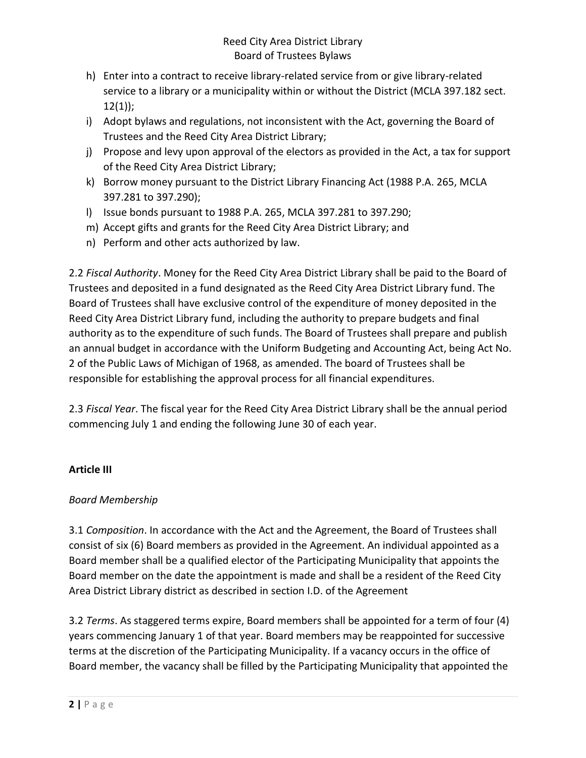h) Enter into a contract to receive library-related service from or give library-related service to a library or a municipality within or without the District (MCLA 397.182 sect. 12(1));
i) Adopt bylaws and regulations, not inconsistent with the Act, governing the Board of Trustees and the Reed City Area District Library;
j) Propose and levy upon approval of the electors as provided in the Act, a tax for support of the Reed City Area District Library;
k) Borrow money pursuant to the District Library Financing Act (1988 P.A. 265, MCLA 397.281 to 397.290);
l) Issue bonds pursuant to 1988 P.A. 265, MCLA 397.281 to 397.290;
m) Accept gifts and grants for the Reed City Area District Library; and
n) Perform and other acts authorized by law.

2.2 *Fiscal Authority*. Money for the Reed City Area District Library shall be paid to the Board of Trustees and deposited in a fund designated as the Reed City Area District Library fund. The Board of Trustees shall have exclusive control of the expenditure of money deposited in the Reed City Area District Library fund, including the authority to prepare budgets and final authority as to the expenditure of such funds. The Board of Trustees shall prepare and publish an annual budget in accordance with the Uniform Budgeting and Accounting Act, being Act No. 2 of the Public Laws of Michigan of 1968, as amended. The board of Trustees shall be responsible for establishing the approval process for all financial expenditures.

2.3 *Fiscal Year*. The fiscal year for the Reed City Area District Library shall be the annual period commencing July 1 and ending the following June 30 of each year.

## Article III

*Board Membership*

3.1 *Composition*. In accordance with the Act and the Agreement, the Board of Trustees shall consist of six (6) Board members as provided in the Agreement. An individual appointed as a Board member shall be a qualified elector of the Participating Municipality that appoints the Board member on the date the appointment is made and shall be a resident of the Reed City Area District Library district as described in section I.D. of the Agreement

3.2 *Terms*. As staggered terms expire, Board members shall be appointed for a term of four (4) years commencing January 1 of that year. Board members may be reappointed for successive terms at the discretion of the Participating Municipality. If a vacancy occurs in the office of Board member, the vacancy shall be filled by the Participating Municipality that appointed the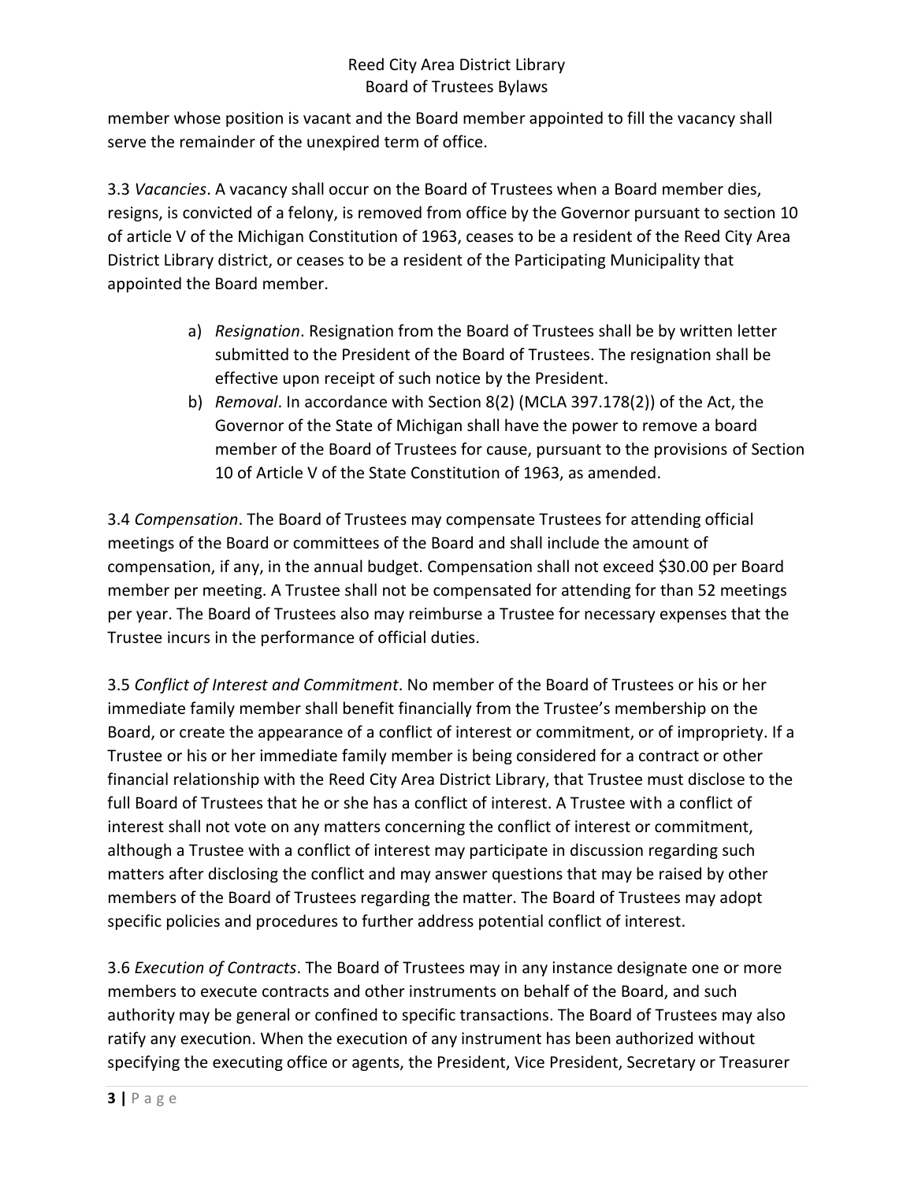member whose position is vacant and the Board member appointed to fill the vacancy shall serve the remainder of the unexpired term of office.

3.3 *Vacancies*. A vacancy shall occur on the Board of Trustees when a Board member dies, resigns, is convicted of a felony, is removed from office by the Governor pursuant to section 10 of article V of the Michigan Constitution of 1963, ceases to be a resident of the Reed City Area District Library district, or ceases to be a resident of the Participating Municipality that appointed the Board member.

a) *Resignation*. Resignation from the Board of Trustees shall be by written letter submitted to the President of the Board of Trustees. The resignation shall be effective upon receipt of such notice by the President.
b) *Removal*. In accordance with Section 8(2) (MCLA 397.178(2)) of the Act, the Governor of the State of Michigan shall have the power to remove a board member of the Board of Trustees for cause, pursuant to the provisions of Section 10 of Article V of the State Constitution of 1963, as amended.

3.4 *Compensation*. The Board of Trustees may compensate Trustees for attending official meetings of the Board or committees of the Board and shall include the amount of compensation, if any, in the annual budget. Compensation shall not exceed $30.00 per Board member per meeting. A Trustee shall not be compensated for attending for than 52 meetings per year. The Board of Trustees also may reimburse a Trustee for necessary expenses that the Trustee incurs in the performance of official duties.

3.5 *Conflict of Interest and Commitment*. No member of the Board of Trustees or his or her immediate family member shall benefit financially from the Trustee's membership on the Board, or create the appearance of a conflict of interest or commitment, or of impropriety. If a Trustee or his or her immediate family member is being considered for a contract or other financial relationship with the Reed City Area District Library, that Trustee must disclose to the full Board of Trustees that he or she has a conflict of interest. A Trustee with a conflict of interest shall not vote on any matters concerning the conflict of interest or commitment, although a Trustee with a conflict of interest may participate in discussion regarding such matters after disclosing the conflict and may answer questions that may be raised by other members of the Board of Trustees regarding the matter. The Board of Trustees may adopt specific policies and procedures to further address potential conflict of interest.

3.6 *Execution of Contracts*. The Board of Trustees may in any instance designate one or more members to execute contracts and other instruments on behalf of the Board, and such authority may be general or confined to specific transactions. The Board of Trustees may also ratify any execution. When the execution of any instrument has been authorized without specifying the executing office or agents, the President, Vice President, Secretary or Treasurer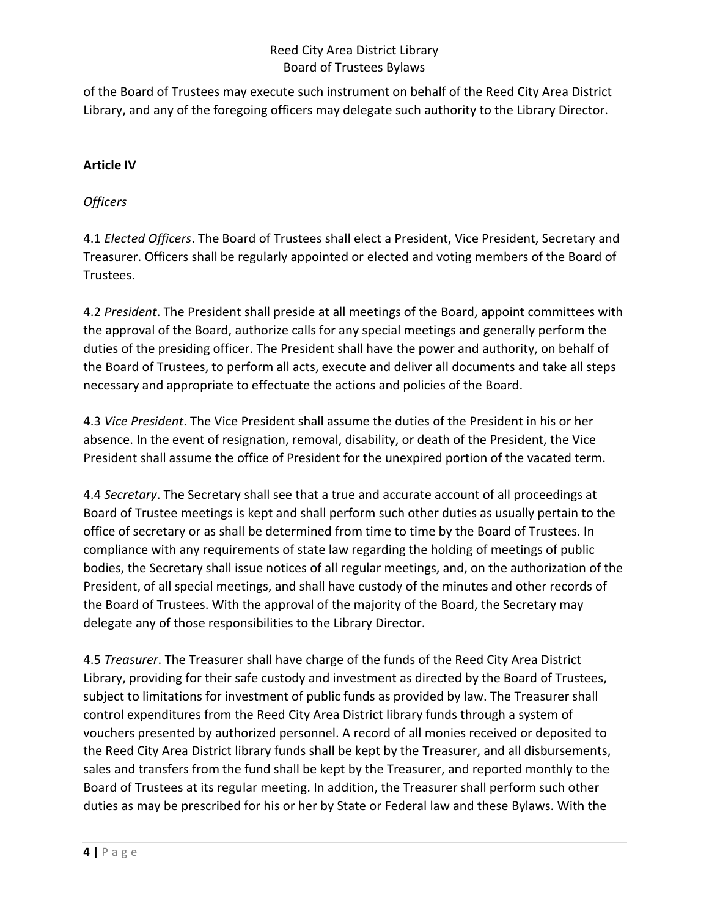of the Board of Trustees may execute such instrument on behalf of the Reed City Area District Library, and any of the foregoing officers may delegate such authority to the Library Director.

## Article IV

*Officers*

4.1 *Elected Officers*. The Board of Trustees shall elect a President, Vice President, Secretary and Treasurer. Officers shall be regularly appointed or elected and voting members of the Board of Trustees.

4.2 *President*. The President shall preside at all meetings of the Board, appoint committees with the approval of the Board, authorize calls for any special meetings and generally perform the duties of the presiding officer. The President shall have the power and authority, on behalf of the Board of Trustees, to perform all acts, execute and deliver all documents and take all steps necessary and appropriate to effectuate the actions and policies of the Board.

4.3 *Vice President*. The Vice President shall assume the duties of the President in his or her absence. In the event of resignation, removal, disability, or death of the President, the Vice President shall assume the office of President for the unexpired portion of the vacated term.

4.4 *Secretary*. The Secretary shall see that a true and accurate account of all proceedings at Board of Trustee meetings is kept and shall perform such other duties as usually pertain to the office of secretary or as shall be determined from time to time by the Board of Trustees. In compliance with any requirements of state law regarding the holding of meetings of public bodies, the Secretary shall issue notices of all regular meetings, and, on the authorization of the President, of all special meetings, and shall have custody of the minutes and other records of the Board of Trustees. With the approval of the majority of the Board, the Secretary may delegate any of those responsibilities to the Library Director.

4.5 *Treasurer*. The Treasurer shall have charge of the funds of the Reed City Area District Library, providing for their safe custody and investment as directed by the Board of Trustees, subject to limitations for investment of public funds as provided by law. The Treasurer shall control expenditures from the Reed City Area District library funds through a system of vouchers presented by authorized personnel. A record of all monies received or deposited to the Reed City Area District library funds shall be kept by the Treasurer, and all disbursements, sales and transfers from the fund shall be kept by the Treasurer, and reported monthly to the Board of Trustees at its regular meeting. In addition, the Treasurer shall perform such other duties as may be prescribed for his or her by State or Federal law and these Bylaws. With the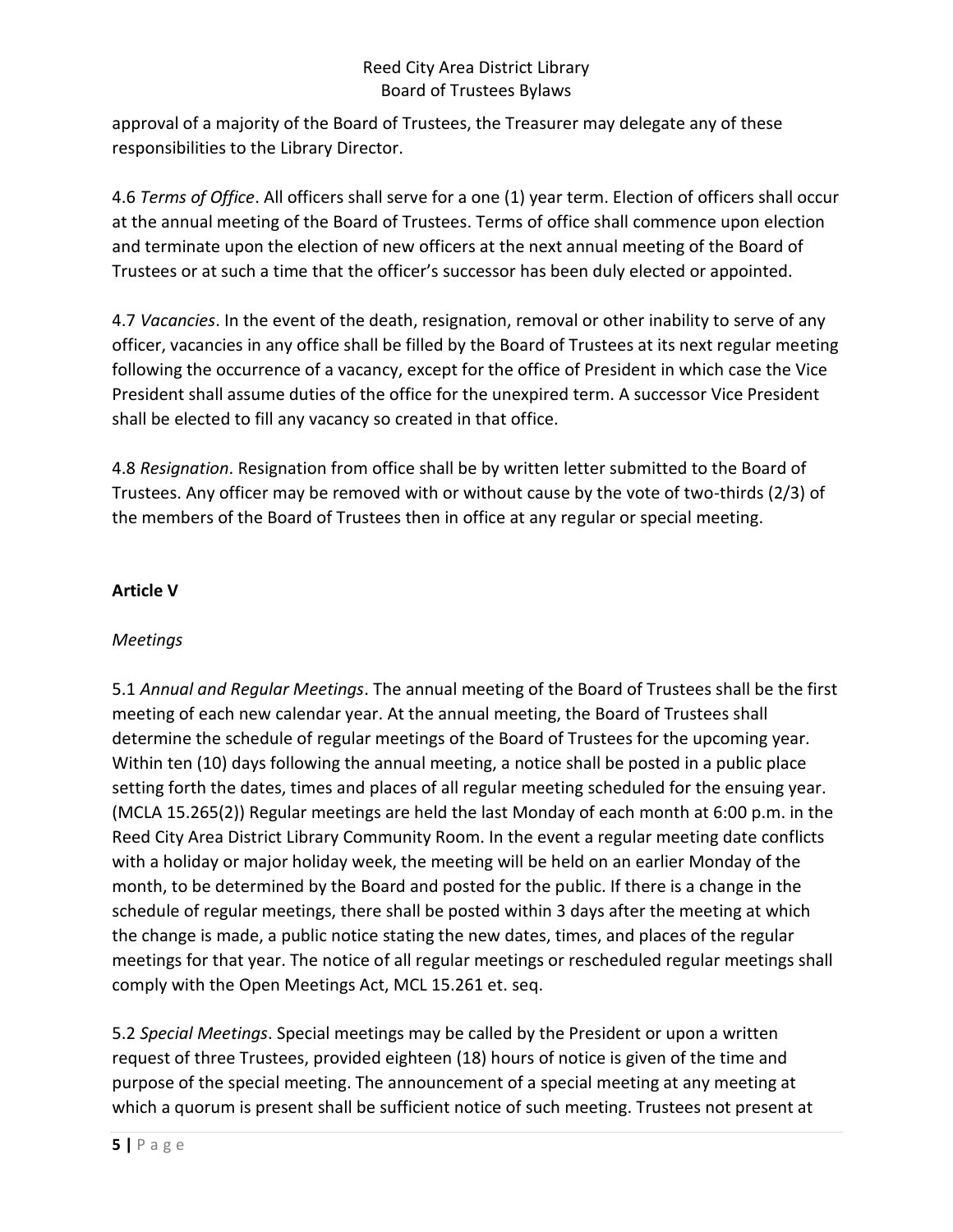approval of a majority of the Board of Trustees, the Treasurer may delegate any of these responsibilities to the Library Director.

4.6 *Terms of Office*. All officers shall serve for a one (1) year term. Election of officers shall occur at the annual meeting of the Board of Trustees. Terms of office shall commence upon election and terminate upon the election of new officers at the next annual meeting of the Board of Trustees or at such a time that the officer's successor has been duly elected or appointed.

4.7 *Vacancies*. In the event of the death, resignation, removal or other inability to serve of any officer, vacancies in any office shall be filled by the Board of Trustees at its next regular meeting following the occurrence of a vacancy, except for the office of President in which case the Vice President shall assume duties of the office for the unexpired term. A successor Vice President shall be elected to fill any vacancy so created in that office.

4.8 *Resignation*. Resignation from office shall be by written letter submitted to the Board of Trustees. Any officer may be removed with or without cause by the vote of two-thirds (2/3) of the members of the Board of Trustees then in office at any regular or special meeting.

## Article V

*Meetings*

5.1 *Annual and Regular Meetings*. The annual meeting of the Board of Trustees shall be the first meeting of each new calendar year. At the annual meeting, the Board of Trustees shall determine the schedule of regular meetings of the Board of Trustees for the upcoming year. Within ten (10) days following the annual meeting, a notice shall be posted in a public place setting forth the dates, times and places of all regular meeting scheduled for the ensuing year. (MCLA 15.265(2)) Regular meetings are held the last Monday of each month at 6:00 p.m. in the Reed City Area District Library Community Room. In the event a regular meeting date conflicts with a holiday or major holiday week, the meeting will be held on an earlier Monday of the month, to be determined by the Board and posted for the public. If there is a change in the schedule of regular meetings, there shall be posted within 3 days after the meeting at which the change is made, a public notice stating the new dates, times, and places of the regular meetings for that year. The notice of all regular meetings or rescheduled regular meetings shall comply with the Open Meetings Act, MCL 15.261 et. seq.

5.2 *Special Meetings*. Special meetings may be called by the President or upon a written request of three Trustees, provided eighteen (18) hours of notice is given of the time and purpose of the special meeting. The announcement of a special meeting at any meeting at which a quorum is present shall be sufficient notice of such meeting. Trustees not present at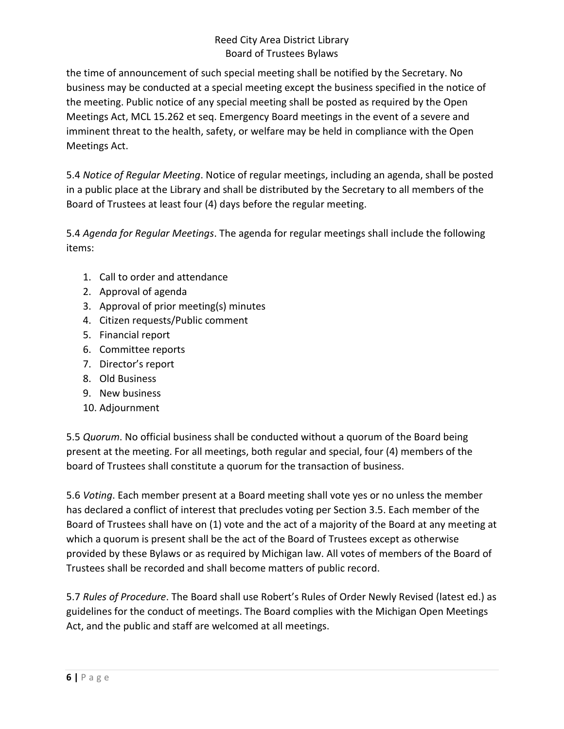the time of announcement of such special meeting shall be notified by the Secretary. No business may be conducted at a special meeting except the business specified in the notice of the meeting. Public notice of any special meeting shall be posted as required by the Open Meetings Act, MCL 15.262 et seq. Emergency Board meetings in the event of a severe and imminent threat to the health, safety, or welfare may be held in compliance with the Open Meetings Act.

5.4 *Notice of Regular Meeting*. Notice of regular meetings, including an agenda, shall be posted in a public place at the Library and shall be distributed by the Secretary to all members of the Board of Trustees at least four (4) days before the regular meeting.

5.4 *Agenda for Regular Meetings*. The agenda for regular meetings shall include the following items:

1. Call to order and attendance
2. Approval of agenda
3. Approval of prior meeting(s) minutes
4. Citizen requests/Public comment
5. Financial report
6. Committee reports
7. Director's report
8. Old Business
9. New business
10. Adjournment

5.5 *Quorum*. No official business shall be conducted without a quorum of the Board being present at the meeting. For all meetings, both regular and special, four (4) members of the board of Trustees shall constitute a quorum for the transaction of business.

5.6 *Voting*. Each member present at a Board meeting shall vote yes or no unless the member has declared a conflict of interest that precludes voting per Section 3.5. Each member of the Board of Trustees shall have on (1) vote and the act of a majority of the Board at any meeting at which a quorum is present shall be the act of the Board of Trustees except as otherwise provided by these Bylaws or as required by Michigan law. All votes of members of the Board of Trustees shall be recorded and shall become matters of public record.

5.7 *Rules of Procedure*. The Board shall use Robert's Rules of Order Newly Revised (latest ed.) as guidelines for the conduct of meetings. The Board complies with the Michigan Open Meetings Act, and the public and staff are welcomed at all meetings.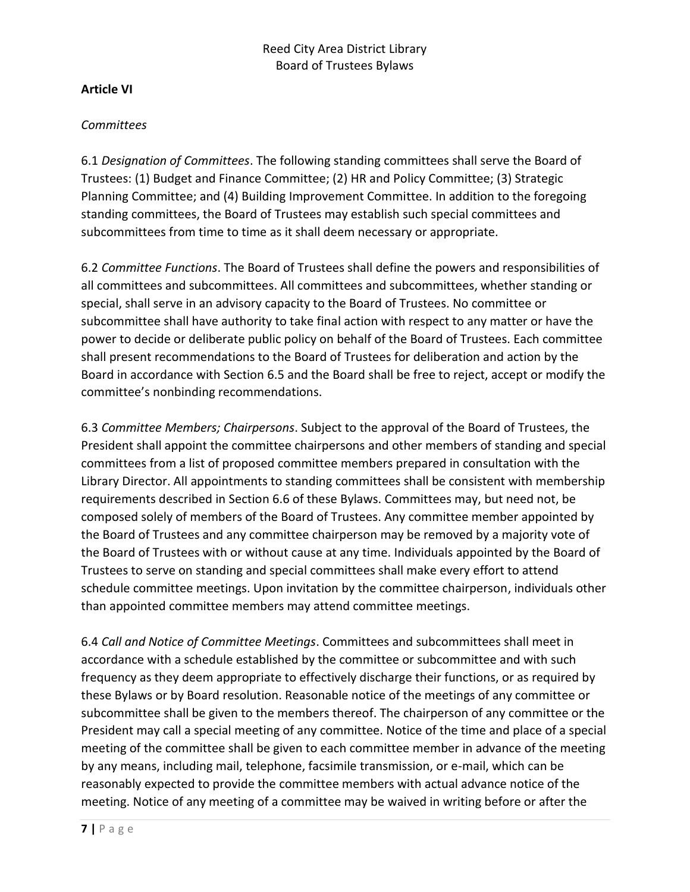**Article VI**

*Committees*

6.1 *Designation of Committees*. The following standing committees shall serve the Board of Trustees: (1) Budget and Finance Committee; (2) HR and Policy Committee; (3) Strategic Planning Committee; and (4) Building Improvement Committee. In addition to the foregoing standing committees, the Board of Trustees may establish such special committees and subcommittees from time to time as it shall deem necessary or appropriate.

6.2 *Committee Functions*. The Board of Trustees shall define the powers and responsibilities of all committees and subcommittees. All committees and subcommittees, whether standing or special, shall serve in an advisory capacity to the Board of Trustees. No committee or subcommittee shall have authority to take final action with respect to any matter or have the power to decide or deliberate public policy on behalf of the Board of Trustees. Each committee shall present recommendations to the Board of Trustees for deliberation and action by the Board in accordance with Section 6.5 and the Board shall be free to reject, accept or modify the committee's nonbinding recommendations.

6.3 *Committee Members; Chairpersons*. Subject to the approval of the Board of Trustees, the President shall appoint the committee chairpersons and other members of standing and special committees from a list of proposed committee members prepared in consultation with the Library Director. All appointments to standing committees shall be consistent with membership requirements described in Section 6.6 of these Bylaws. Committees may, but need not, be composed solely of members of the Board of Trustees. Any committee member appointed by the Board of Trustees and any committee chairperson may be removed by a majority vote of the Board of Trustees with or without cause at any time. Individuals appointed by the Board of Trustees to serve on standing and special committees shall make every effort to attend schedule committee meetings. Upon invitation by the committee chairperson, individuals other than appointed committee members may attend committee meetings.

6.4 *Call and Notice of Committee Meetings*. Committees and subcommittees shall meet in accordance with a schedule established by the committee or subcommittee and with such frequency as they deem appropriate to effectively discharge their functions, or as required by these Bylaws or by Board resolution. Reasonable notice of the meetings of any committee or subcommittee shall be given to the members thereof. The chairperson of any committee or the President may call a special meeting of any committee. Notice of the time and place of a special meeting of the committee shall be given to each committee member in advance of the meeting by any means, including mail, telephone, facsimile transmission, or e-mail, which can be reasonably expected to provide the committee members with actual advance notice of the meeting. Notice of any meeting of a committee may be waived in writing before or after the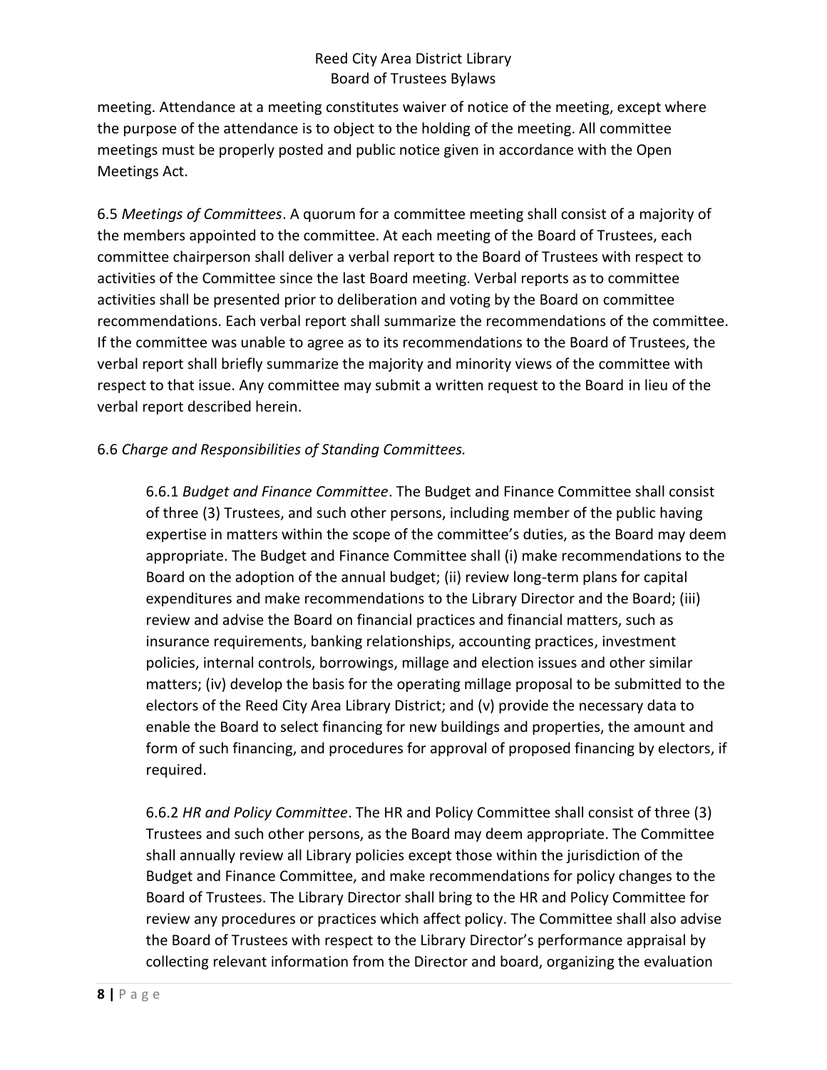meeting. Attendance at a meeting constitutes waiver of notice of the meeting, except where the purpose of the attendance is to object to the holding of the meeting. All committee meetings must be properly posted and public notice given in accordance with the Open Meetings Act.

6.5 *Meetings of Committees*. A quorum for a committee meeting shall consist of a majority of the members appointed to the committee. At each meeting of the Board of Trustees, each committee chairperson shall deliver a verbal report to the Board of Trustees with respect to activities of the Committee since the last Board meeting. Verbal reports as to committee activities shall be presented prior to deliberation and voting by the Board on committee recommendations. Each verbal report shall summarize the recommendations of the committee. If the committee was unable to agree as to its recommendations to the Board of Trustees, the verbal report shall briefly summarize the majority and minority views of the committee with respect to that issue. Any committee may submit a written request to the Board in lieu of the verbal report described herein.

6.6 *Charge and Responsibilities of Standing Committees.*

6.6.1 *Budget and Finance Committee*. The Budget and Finance Committee shall consist of three (3) Trustees, and such other persons, including member of the public having expertise in matters within the scope of the committee's duties, as the Board may deem appropriate. The Budget and Finance Committee shall (i) make recommendations to the Board on the adoption of the annual budget; (ii) review long-term plans for capital expenditures and make recommendations to the Library Director and the Board; (iii) review and advise the Board on financial practices and financial matters, such as insurance requirements, banking relationships, accounting practices, investment policies, internal controls, borrowings, millage and election issues and other similar matters; (iv) develop the basis for the operating millage proposal to be submitted to the electors of the Reed City Area Library District; and (v) provide the necessary data to enable the Board to select financing for new buildings and properties, the amount and form of such financing, and procedures for approval of proposed financing by electors, if required.

6.6.2 *HR and Policy Committee*. The HR and Policy Committee shall consist of three (3) Trustees and such other persons, as the Board may deem appropriate. The Committee shall annually review all Library policies except those within the jurisdiction of the Budget and Finance Committee, and make recommendations for policy changes to the Board of Trustees. The Library Director shall bring to the HR and Policy Committee for review any procedures or practices which affect policy. The Committee shall also advise the Board of Trustees with respect to the Library Director's performance appraisal by collecting relevant information from the Director and board, organizing the evaluation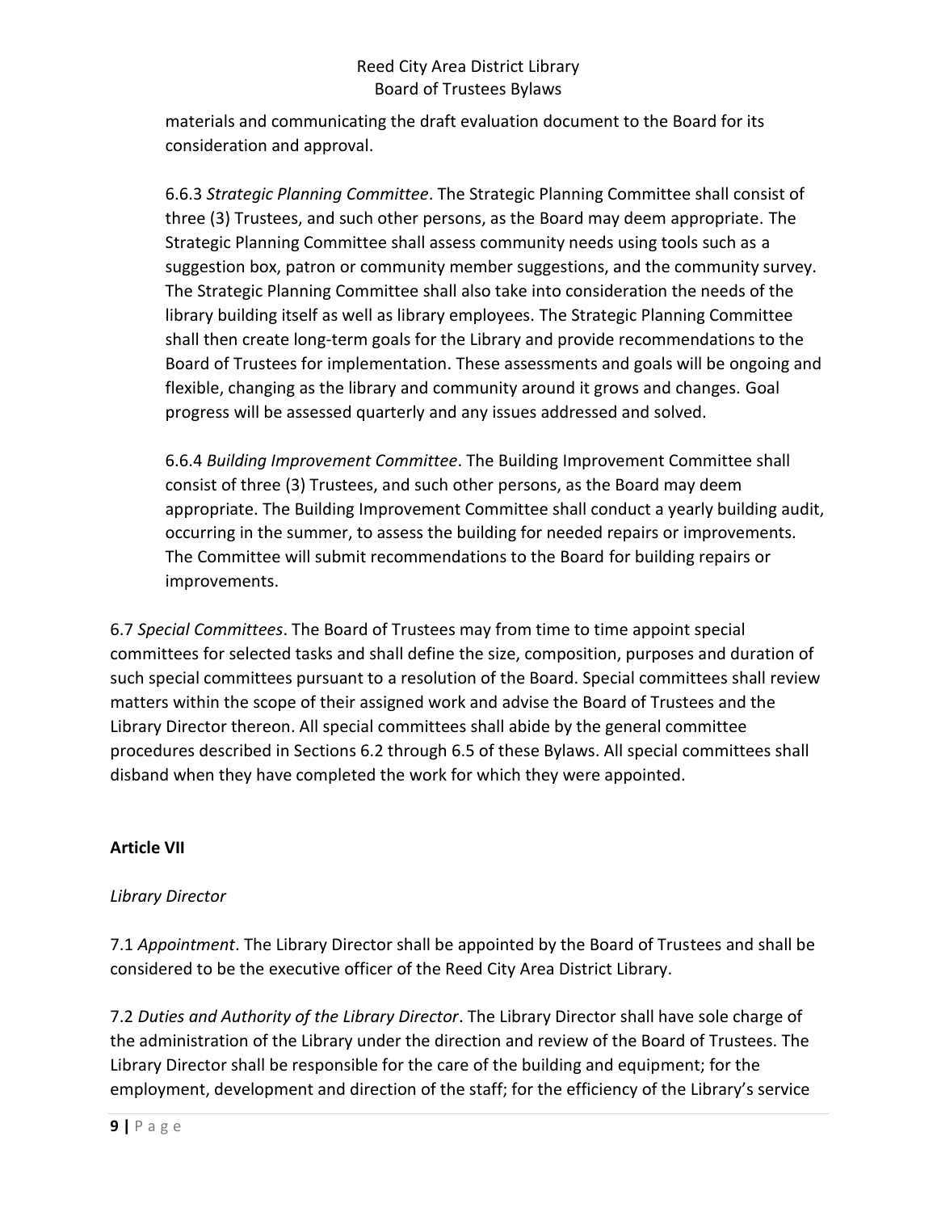materials and communicating the draft evaluation document to the Board for its consideration and approval.

6.6.3 *Strategic Planning Committee*. The Strategic Planning Committee shall consist of three (3) Trustees, and such other persons, as the Board may deem appropriate. The Strategic Planning Committee shall assess community needs using tools such as a suggestion box, patron or community member suggestions, and the community survey. The Strategic Planning Committee shall also take into consideration the needs of the library building itself as well as library employees. The Strategic Planning Committee shall then create long-term goals for the Library and provide recommendations to the Board of Trustees for implementation. These assessments and goals will be ongoing and flexible, changing as the library and community around it grows and changes. Goal progress will be assessed quarterly and any issues addressed and solved.

6.6.4 *Building Improvement Committee*. The Building Improvement Committee shall consist of three (3) Trustees, and such other persons, as the Board may deem appropriate. The Building Improvement Committee shall conduct a yearly building audit, occurring in the summer, to assess the building for needed repairs or improvements. The Committee will submit recommendations to the Board for building repairs or improvements.

6.7 *Special Committees*. The Board of Trustees may from time to time appoint special committees for selected tasks and shall define the size, composition, purposes and duration of such special committees pursuant to a resolution of the Board. Special committees shall review matters within the scope of their assigned work and advise the Board of Trustees and the Library Director thereon. All special committees shall abide by the general committee procedures described in Sections 6.2 through 6.5 of these Bylaws. All special committees shall disband when they have completed the work for which they were appointed.

## Article VII

*Library Director*

7.1 *Appointment*. The Library Director shall be appointed by the Board of Trustees and shall be considered to be the executive officer of the Reed City Area District Library.

7.2 *Duties and Authority of the Library Director*. The Library Director shall have sole charge of the administration of the Library under the direction and review of the Board of Trustees. The Library Director shall be responsible for the care of the building and equipment; for the employment, development and direction of the staff; for the efficiency of the Library's service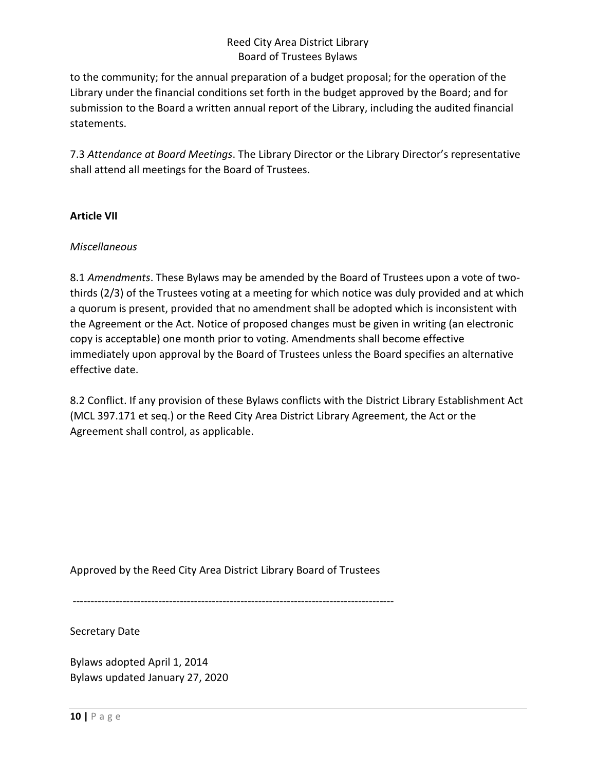to the community; for the annual preparation of a budget proposal; for the operation of the Library under the financial conditions set forth in the budget approved by the Board; and for submission to the Board a written annual report of the Library, including the audited financial statements.

7.3 *Attendance at Board Meetings*. The Library Director or the Library Director's representative shall attend all meetings for the Board of Trustees.

**Article VII**

*Miscellaneous*

8.1 *Amendments*. These Bylaws may be amended by the Board of Trustees upon a vote of two-thirds (2/3) of the Trustees voting at a meeting for which notice was duly provided and at which a quorum is present, provided that no amendment shall be adopted which is inconsistent with the Agreement or the Act. Notice of proposed changes must be given in writing (an electronic copy is acceptable) one month prior to voting. Amendments shall become effective immediately upon approval by the Board of Trustees unless the Board specifies an alternative effective date.

8.2 Conflict. If any provision of these Bylaws conflicts with the District Library Establishment Act (MCL 397.171 et seq.) or the Reed City Area District Library Agreement, the Act or the Agreement shall control, as applicable.

Approved by the Reed City Area District Library Board of Trustees

-------------------------------------------------------------------------------------------

Secretary Date

Bylaws adopted April 1, 2014
Bylaws updated January 27, 2020